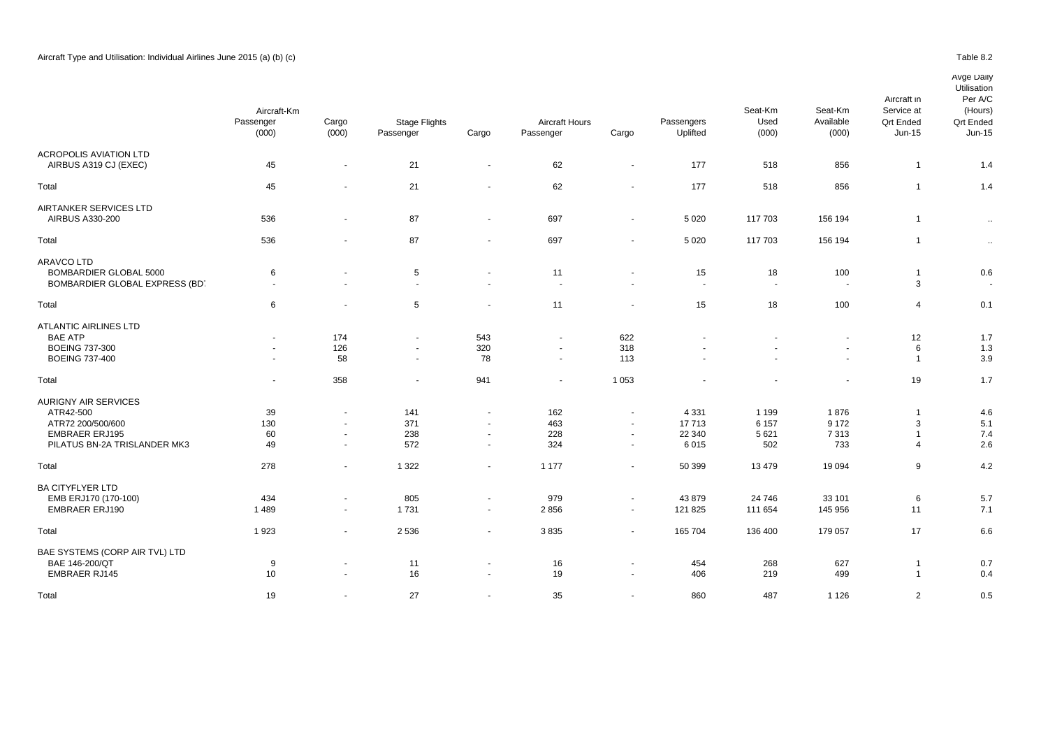Aircraft Type and Utilisation: Individual Airlines June 2015 (a) (b) (c)

Table 8.2

| | Aircraft-Km Passenger (000) | Cargo (000) | Stage Flights Passenger | Cargo | Aircraft Hours Passenger | Cargo | Passengers Uplifted | Seat-Km Used (000) | Seat-Km Available (000) | Aircraft in Service at Qrt Ended Jun-15 | Avge Daily Utilisation Per A/C (Hours) Qrt Ended Jun-15 |
|---|---|---|---|---|---|---|---|---|---|---|---|
| ACROPOLIS AVIATION LTD | | | | | | | | | | | |
| AIRBUS A319 CJ (EXEC) | 45 | - | 21 | - | 62 | - | 177 | 518 | 856 | 1 | 1.4 |
| Total | 45 | - | 21 | - | 62 | - | 177 | 518 | 856 | 1 | 1.4 |
| AIRTANKER SERVICES LTD | | | | | | | | | | | |
| AIRBUS A330-200 | 536 | - | 87 | - | 697 | - | 5 020 | 117 703 | 156 194 | 1 | .. |
| Total | 536 | - | 87 | - | 697 | - | 5 020 | 117 703 | 156 194 | 1 | .. |
| ARAVCO LTD | | | | | | | | | | | |
| BOMBARDIER GLOBAL 5000 | 6 | - | 5 | - | 11 | - | 15 | 18 | 100 | 1 | 0.6 |
| BOMBARDIER GLOBAL EXPRESS (BD | - | - | - | - | - | - | - | - | - | 3 | - |
| Total | 6 | - | 5 | - | 11 | - | 15 | 18 | 100 | 4 | 0.1 |
| ATLANTIC AIRLINES LTD | | | | | | | | | | | |
| BAE ATP | - | 174 | - | 543 | - | 622 | - | - | - | 12 | 1.7 |
| BOEING 737-300 | - | 126 | - | 320 | - | 318 | - | - | - | 6 | 1.3 |
| BOEING 737-400 | - | 58 | - | 78 | - | 113 | - | - | - | 1 | 3.9 |
| Total | - | 358 | - | 941 | - | 1 053 | - | - | - | 19 | 1.7 |
| AURIGNY AIR SERVICES | | | | | | | | | | | |
| ATR42-500 | 39 | - | 141 | - | 162 | - | 4 331 | 1 199 | 1 876 | 1 | 4.6 |
| ATR72 200/500/600 | 130 | - | 371 | - | 463 | - | 17 713 | 6 157 | 9 172 | 3 | 5.1 |
| EMBRAER ERJ195 | 60 | - | 238 | - | 228 | - | 22 340 | 5 621 | 7 313 | 1 | 7.4 |
| PILATUS BN-2A TRISLANDER MK3 | 49 | - | 572 | - | 324 | - | 6 015 | 502 | 733 | 4 | 2.6 |
| Total | 278 | - | 1 322 | - | 1 177 | - | 50 399 | 13 479 | 19 094 | 9 | 4.2 |
| BA CITYFLYER LTD | | | | | | | | | | | |
| EMB ERJ170 (170-100) | 434 | - | 805 | - | 979 | - | 43 879 | 24 746 | 33 101 | 6 | 5.7 |
| EMBRAER ERJ190 | 1 489 | - | 1 731 | - | 2 856 | - | 121 825 | 111 654 | 145 956 | 11 | 7.1 |
| Total | 1 923 | - | 2 536 | - | 3 835 | - | 165 704 | 136 400 | 179 057 | 17 | 6.6 |
| BAE SYSTEMS (CORP AIR TVL) LTD | | | | | | | | | | | |
| BAE 146-200/QT | 9 | - | 11 | - | 16 | - | 454 | 268 | 627 | 1 | 0.7 |
| EMBRAER RJ145 | 10 | - | 16 | - | 19 | - | 406 | 219 | 499 | 1 | 0.4 |
| Total | 19 | - | 27 | - | 35 | - | 860 | 487 | 1 126 | 2 | 0.5 |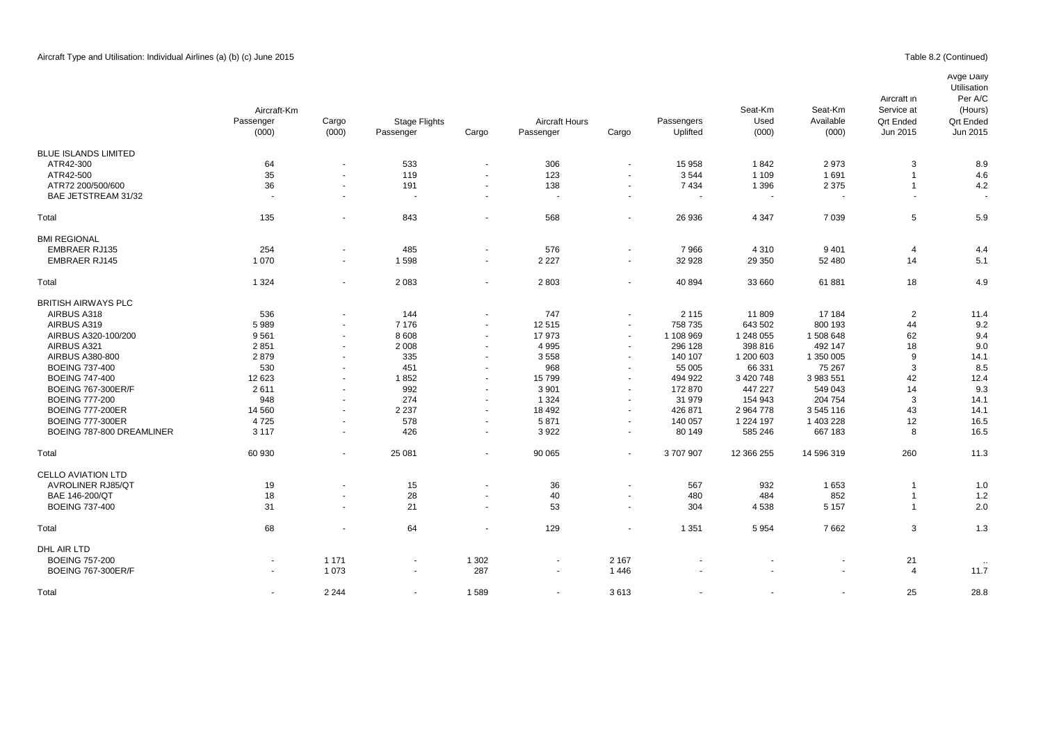Aircraft Type and Utilisation: Individual Airlines (a) (b) (c) June 2015

Table 8.2 (Continued)

| | Aircraft-Km | | Stage Flights | | Aircraft Hours | | Passengers | Seat-Km | Seat-Km | Aircraft in | Avge Daily Utilisation |
|---|---|---|---|---|---|---|---|---|---|---|---|
| | Passenger (000) | Cargo (000) | Passenger | Cargo | Passenger | Cargo | Uplifted | Used (000) | Available (000) | Service at Qrt Ended Jun 2015 | Per A/C (Hours) Qrt Ended Jun 2015 |
| BLUE ISLANDS LIMITED | | | | | | | | | | | |
| ATR42-300 | 64 | - | 533 | - | 306 | - | 15 958 | 1 842 | 2 973 | 3 | 8.9 |
| ATR42-500 | 35 | - | 119 | - | 123 | - | 3 544 | 1 109 | 1 691 | 1 | 4.6 |
| ATR72 200/500/600 | 36 | - | 191 | - | 138 | - | 7 434 | 1 396 | 2 375 | 1 | 4.2 |
| BAE JETSTREAM 31/32 | - | - | - | - | - | - | - | - | - | - | - |
| Total | 135 | - | 843 | - | 568 | - | 26 936 | 4 347 | 7 039 | 5 | 5.9 |
| BMI REGIONAL | | | | | | | | | | | |
| EMBRAER RJ135 | 254 | - | 485 | - | 576 | - | 7 966 | 4 310 | 9 401 | 4 | 4.4 |
| EMBRAER RJ145 | 1 070 | - | 1 598 | - | 2 227 | - | 32 928 | 29 350 | 52 480 | 14 | 5.1 |
| Total | 1 324 | - | 2 083 | - | 2 803 | - | 40 894 | 33 660 | 61 881 | 18 | 4.9 |
| BRITISH AIRWAYS PLC | | | | | | | | | | | |
| AIRBUS A318 | 536 | - | 144 | - | 747 | - | 2 115 | 11 809 | 17 184 | 2 | 11.4 |
| AIRBUS A319 | 5 989 | - | 7 176 | - | 12 515 | - | 758 735 | 643 502 | 800 193 | 44 | 9.2 |
| AIRBUS A320-100/200 | 9 561 | - | 8 608 | - | 17 973 | - | 1 108 969 | 1 248 055 | 1 508 648 | 62 | 9.4 |
| AIRBUS A321 | 2 851 | - | 2 008 | - | 4 995 | - | 296 128 | 398 816 | 492 147 | 18 | 9.0 |
| AIRBUS A380-800 | 2 879 | - | 335 | - | 3 558 | - | 140 107 | 1 200 603 | 1 350 005 | 9 | 14.1 |
| BOEING 737-400 | 530 | - | 451 | - | 968 | - | 55 005 | 66 331 | 75 267 | 3 | 8.5 |
| BOEING 747-400 | 12 623 | - | 1 852 | - | 15 799 | - | 494 922 | 3 420 748 | 3 983 551 | 42 | 12.4 |
| BOEING 767-300ER/F | 2 611 | - | 992 | - | 3 901 | - | 172 870 | 447 227 | 549 043 | 14 | 9.3 |
| BOEING 777-200 | 948 | - | 274 | - | 1 324 | - | 31 979 | 154 943 | 204 754 | 3 | 14.1 |
| BOEING 777-200ER | 14 560 | - | 2 237 | - | 18 492 | - | 426 871 | 2 964 778 | 3 545 116 | 43 | 14.1 |
| BOEING 777-300ER | 4 725 | - | 578 | - | 5 871 | - | 140 057 | 1 224 197 | 1 403 228 | 12 | 16.5 |
| BOEING 787-800 DREAMLINER | 3 117 | - | 426 | - | 3 922 | - | 80 149 | 585 246 | 667 183 | 8 | 16.5 |
| Total | 60 930 | - | 25 081 | - | 90 065 | - | 3 707 907 | 12 366 255 | 14 596 319 | 260 | 11.3 |
| CELLO AVIATION LTD | | | | | | | | | | | |
| AVROLINER RJ85/QT | 19 | - | 15 | - | 36 | - | 567 | 932 | 1 653 | 1 | 1.0 |
| BAE 146-200/QT | 18 | - | 28 | - | 40 | - | 480 | 484 | 852 | 1 | 1.2 |
| BOEING 737-400 | 31 | - | 21 | - | 53 | - | 304 | 4 538 | 5 157 | 1 | 2.0 |
| Total | 68 | - | 64 | - | 129 | - | 1 351 | 5 954 | 7 662 | 3 | 1.3 |
| DHL AIR LTD | | | | | | | | | | | |
| BOEING 757-200 | - | 1 171 | - | 1 302 | - | 2 167 | - | - | - | 21 | .. |
| BOEING 767-300ER/F | - | 1 073 | - | 287 | - | 1 446 | - | - | - | 4 | 11.7 |
| Total | - | 2 244 | - | 1 589 | - | 3 613 | - | - | - | 25 | 28.8 |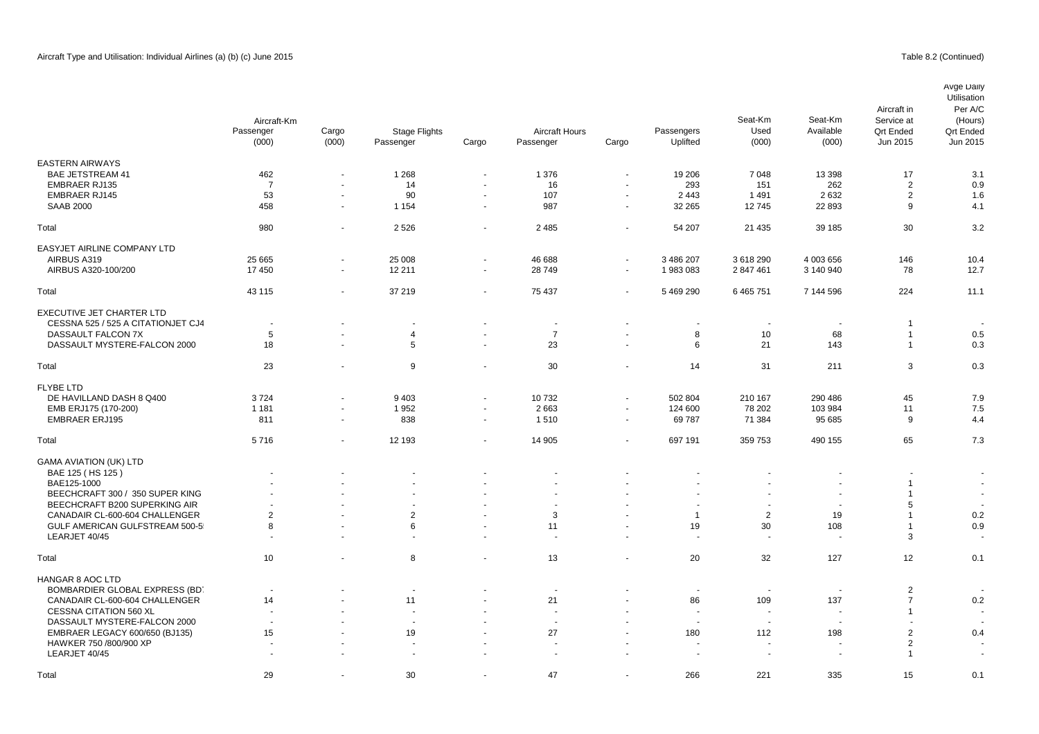Aircraft Type and Utilisation: Individual Airlines (a) (b) (c) June 2015

Table 8.2 (Continued)

| | Aircraft-Km Passenger (000) | Cargo (000) | Stage Flights Passenger | Cargo | Aircraft Hours Passenger | Cargo | Passengers Uplifted | Seat-Km Used (000) | Seat-Km Available (000) | Aircraft in Service at Qrt Ended Jun 2015 | Avge Daily Utilisation Per A/C (Hours) Qrt Ended Jun 2015 |
|---|---|---|---|---|---|---|---|---|---|---|---|
| EASTERN AIRWAYS | | | | | | | | | | | |
| BAE JETSTREAM 41 | 462 | - | 1 268 | - | 1 376 | - | 19 206 | 7 048 | 13 398 | 17 | 3.1 |
| EMBRAER RJ135 | 7 | - | 14 | - | 16 | - | 293 | 151 | 262 | 2 | 0.9 |
| EMBRAER RJ145 | 53 | - | 90 | - | 107 | - | 2 443 | 1 491 | 2 632 | 2 | 1.6 |
| SAAB 2000 | 458 | - | 1 154 | - | 987 | - | 32 265 | 12 745 | 22 893 | 9 | 4.1 |
| Total | 980 | - | 2 526 | - | 2 485 | - | 54 207 | 21 435 | 39 185 | 30 | 3.2 |
| EASYJET AIRLINE COMPANY LTD | | | | | | | | | | | |
| AIRBUS A319 | 25 665 | - | 25 008 | - | 46 688 | - | 3 486 207 | 3 618 290 | 4 003 656 | 146 | 10.4 |
| AIRBUS A320-100/200 | 17 450 | - | 12 211 | - | 28 749 | - | 1 983 083 | 2 847 461 | 3 140 940 | 78 | 12.7 |
| Total | 43 115 | - | 37 219 | - | 75 437 | - | 5 469 290 | 6 465 751 | 7 144 596 | 224 | 11.1 |
| EXECUTIVE JET CHARTER LTD | | | | | | | | | | | |
| CESSNA 525 / 525 A CITATIONJET CJ4 | - | - | - | - | - | - | - | - | - | 1 | - |
| DASSAULT FALCON 7X | 5 | - | 4 | - | 7 | - | 8 | 10 | 68 | 1 | 0.5 |
| DASSAULT MYSTERE-FALCON 2000 | 18 | - | 5 | - | 23 | - | 6 | 21 | 143 | 1 | 0.3 |
| Total | 23 | - | 9 | - | 30 | - | 14 | 31 | 211 | 3 | 0.3 |
| FLYBE LTD | | | | | | | | | | | |
| DE HAVILLAND DASH 8 Q400 | 3 724 | - | 9 403 | - | 10 732 | - | 502 804 | 210 167 | 290 486 | 45 | 7.9 |
| EMB ERJ175 (170-200) | 1 181 | - | 1 952 | - | 2 663 | - | 124 600 | 78 202 | 103 984 | 11 | 7.5 |
| EMBRAER ERJ195 | 811 | - | 838 | - | 1 510 | - | 69 787 | 71 384 | 95 685 | 9 | 4.4 |
| Total | 5 716 | - | 12 193 | - | 14 905 | - | 697 191 | 359 753 | 490 155 | 65 | 7.3 |
| GAMA AVIATION (UK) LTD | | | | | | | | | | | |
| BAE 125 ( HS 125 ) | - | - | - | - | - | - | - | - | - | - | - |
| BAE125-1000 | - | - | - | - | - | - | - | - | - | 1 | - |
| BEECHCRAFT 300 / 350 SUPER KING | - | - | - | - | - | - | - | - | - | 1 | - |
| BEECHCRAFT B200 SUPERKING AIR | - | - | - | - | - | - | - | - | - | 5 | - |
| CANADAIR CL-600-604 CHALLENGER | 2 | - | 2 | - | 3 | - | 1 | 2 | 19 | 1 | 0.2 |
| GULF AMERICAN GULFSTREAM 500-5 | 8 | - | 6 | - | 11 | - | 19 | 30 | 108 | 1 | 0.9 |
| LEARJET 40/45 | - | - | - | - | - | - | - | - | - | 3 | - |
| Total | 10 | - | 8 | - | 13 | - | 20 | 32 | 127 | 12 | 0.1 |
| HANGAR 8 AOC LTD | | | | | | | | | | | |
| BOMBARDIER GLOBAL EXPRESS (BD | - | - | - | - | - | - | - | - | - | 2 | - |
| CANADAIR CL-600-604 CHALLENGER | 14 | - | 11 | - | 21 | - | 86 | 109 | 137 | 7 | 0.2 |
| CESSNA CITATION 560 XL | - | - | - | - | - | - | - | - | - | 1 | - |
| DASSAULT MYSTERE-FALCON 2000 | - | - | - | - | - | - | - | - | - | - | - |
| EMBRAER LEGACY 600/650 (BJ135) | 15 | - | 19 | - | 27 | - | 180 | 112 | 198 | 2 | 0.4 |
| HAWKER 750 /800/900 XP | - | - | - | - | - | - | - | - | - | 2 | - |
| LEARJET 40/45 | - | - | - | - | - | - | - | - | - | 1 | - |
| Total | 29 | - | 30 | - | 47 | - | 266 | 221 | 335 | 15 | 0.1 |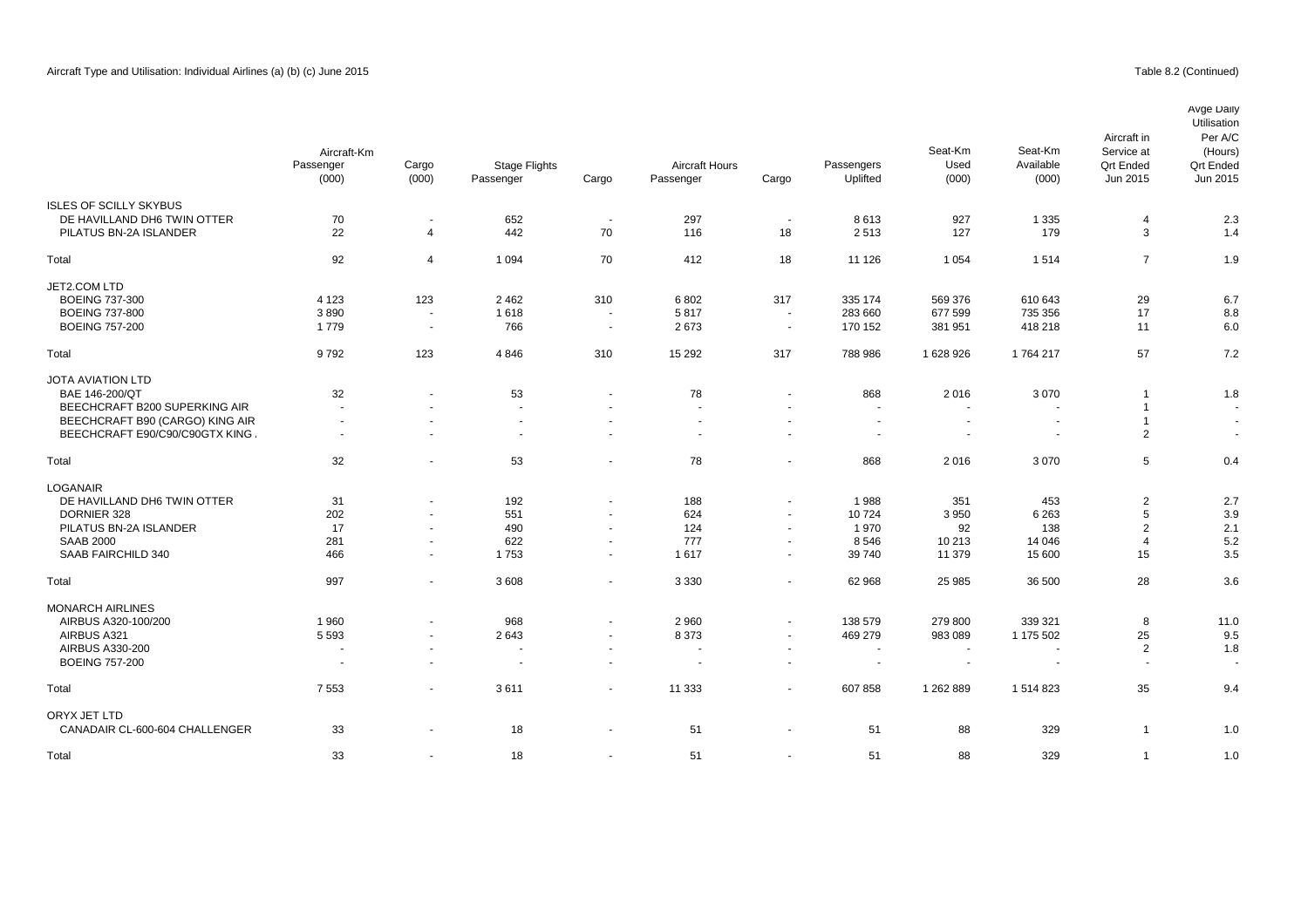Aircraft Type and Utilisation: Individual Airlines (a) (b) (c) June 2015

Table 8.2 (Continued)

| | Aircraft-Km Passenger (000) | Cargo (000) | Stage Flights Passenger | Cargo | Aircraft Hours Passenger | Cargo | Passengers Uplifted | Seat-Km Used (000) | Seat-Km Available (000) | Aircraft in Service at Qrt Ended Jun 2015 | Avge Daily Utilisation Per A/C (Hours) Qrt Ended Jun 2015 |
|---|---|---|---|---|---|---|---|---|---|---|---|
| ISLES OF SCILLY SKYBUS | | | | | | | | | | | |
| DE HAVILLAND DH6 TWIN OTTER | 70 | - | 652 | - | 297 | - | 8 613 | 927 | 1 335 | 4 | 2.3 |
| PILATUS BN-2A ISLANDER | 22 | 4 | 442 | 70 | 116 | 18 | 2 513 | 127 | 179 | 3 | 1.4 |
| Total | 92 | 4 | 1 094 | 70 | 412 | 18 | 11 126 | 1 054 | 1 514 | 7 | 1.9 |
| JET2.COM LTD | | | | | | | | | | | |
| BOEING 737-300 | 4 123 | 123 | 2 462 | 310 | 6 802 | 317 | 335 174 | 569 376 | 610 643 | 29 | 6.7 |
| BOEING 737-800 | 3 890 | - | 1 618 | - | 5 817 | - | 283 660 | 677 599 | 735 356 | 17 | 8.8 |
| BOEING 757-200 | 1 779 | - | 766 | - | 2 673 | - | 170 152 | 381 951 | 418 218 | 11 | 6.0 |
| Total | 9 792 | 123 | 4 846 | 310 | 15 292 | 317 | 788 986 | 1 628 926 | 1 764 217 | 57 | 7.2 |
| JOTA AVIATION LTD | | | | | | | | | | | |
| BAE 146-200/QT | 32 | - | 53 | - | 78 | - | 868 | 2 016 | 3 070 | 1 | 1.8 |
| BEECHCRAFT B200 SUPERKING AIR | - | - | - | - | - | - | - | - | - | 1 | - |
| BEECHCRAFT B90 (CARGO) KING AIR | - | - | - | - | - | - | - | - | - | 1 | - |
| BEECHCRAFT E90/C90/C90GTX KING . | - | - | - | - | - | - | - | - | - | 2 | - |
| Total | 32 | - | 53 | - | 78 | - | 868 | 2 016 | 3 070 | 5 | 0.4 |
| LOGANAIR | | | | | | | | | | | |
| DE HAVILLAND DH6 TWIN OTTER | 31 | - | 192 | - | 188 | - | 1 988 | 351 | 453 | 2 | 2.7 |
| DORNIER 328 | 202 | - | 551 | - | 624 | - | 10 724 | 3 950 | 6 263 | 5 | 3.9 |
| PILATUS BN-2A ISLANDER | 17 | - | 490 | - | 124 | - | 1 970 | 92 | 138 | 2 | 2.1 |
| SAAB 2000 | 281 | - | 622 | - | 777 | - | 8 546 | 10 213 | 14 046 | 4 | 5.2 |
| SAAB FAIRCHILD 340 | 466 | - | 1 753 | - | 1 617 | - | 39 740 | 11 379 | 15 600 | 15 | 3.5 |
| Total | 997 | - | 3 608 | - | 3 330 | - | 62 968 | 25 985 | 36 500 | 28 | 3.6 |
| MONARCH AIRLINES | | | | | | | | | | | |
| AIRBUS A320-100/200 | 1 960 | - | 968 | - | 2 960 | - | 138 579 | 279 800 | 339 321 | 8 | 11.0 |
| AIRBUS A321 | 5 593 | - | 2 643 | - | 8 373 | - | 469 279 | 983 089 | 1 175 502 | 25 | 9.5 |
| AIRBUS A330-200 | - | - | - | - | - | - | - | - | - | 2 | 1.8 |
| BOEING 757-200 | - | - | - | - | - | - | - | - | - | - | - |
| Total | 7 553 | - | 3 611 | - | 11 333 | - | 607 858 | 1 262 889 | 1 514 823 | 35 | 9.4 |
| ORYX JET LTD | | | | | | | | | | | |
| CANADAIR CL-600-604 CHALLENGER | 33 | - | 18 | - | 51 | - | 51 | 88 | 329 | 1 | 1.0 |
| Total | 33 | - | 18 | - | 51 | - | 51 | 88 | 329 | 1 | 1.0 |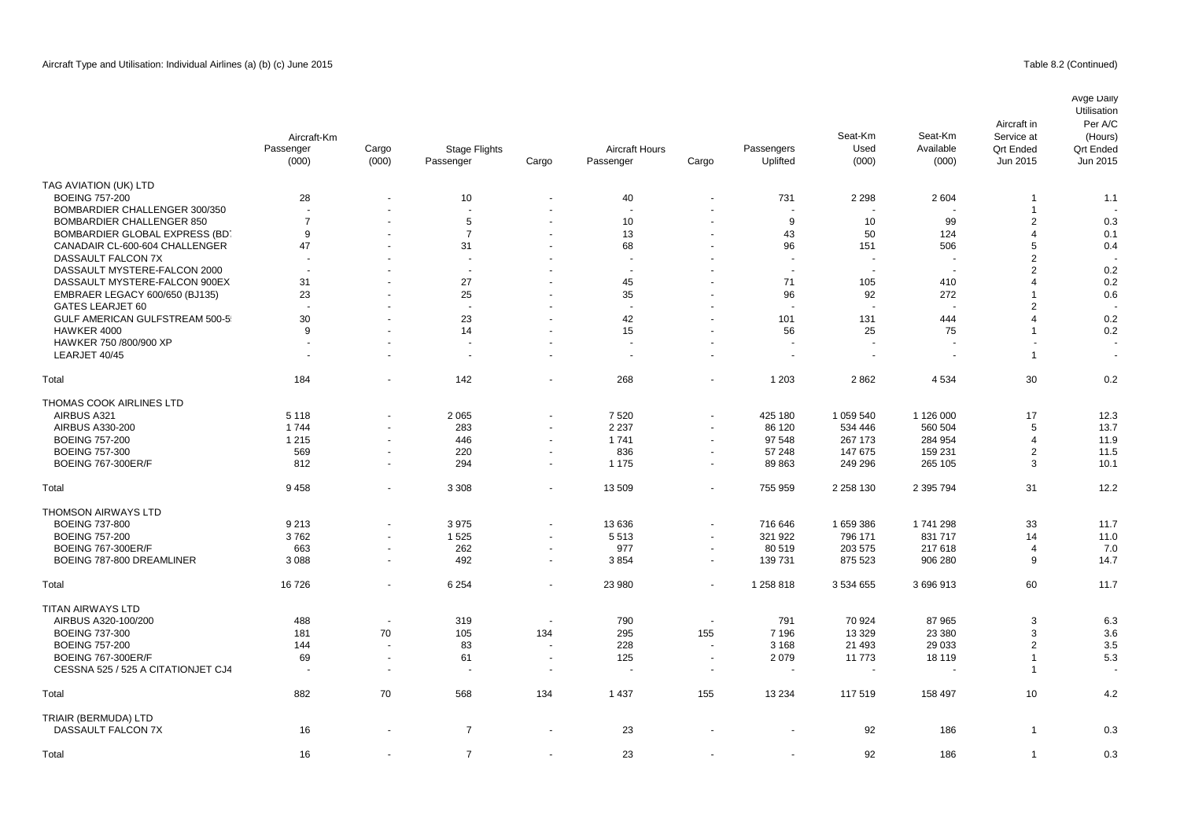Aircraft Type and Utilisation: Individual Airlines (a) (b) (c) June 2015

Table 8.2 (Continued)

| | Aircraft-Km Passenger (000) | Cargo (000) | Stage Flights Passenger | Cargo | Aircraft Hours Passenger | Cargo | Passengers Uplifted | Seat-Km Used (000) | Seat-Km Available (000) | Aircraft in Service at Qrt Ended Jun 2015 | Avge Daily Utilisation Per A/C (Hours) Qrt Ended Jun 2015 |
|---|---|---|---|---|---|---|---|---|---|---|---|
| TAG AVIATION (UK) LTD | | | | | | | | | | | |
| BOEING 757-200 | 28 | - | 10 | - | 40 | - | 731 | 2 298 | 2 604 | 1 | 1.1 |
| BOMBARDIER CHALLENGER 300/350 | - | - | - | - | - | - | - | - | - | 1 | - |
| BOMBARDIER CHALLENGER 850 | 7 | - | 5 | - | 10 | - | 9 | 10 | 99 | 2 | 0.3 |
| BOMBARDIER GLOBAL EXPRESS (BD | 9 | - | 7 | - | 13 | - | 43 | 50 | 124 | 4 | 0.1 |
| CANADAIR CL-600-604 CHALLENGER | 47 | - | 31 | - | 68 | - | 96 | 151 | 506 | 5 | 0.4 |
| DASSAULT FALCON 7X | - | - | - | - | - | - | - | - | - | 2 | - |
| DASSAULT MYSTERE-FALCON 2000 | - | - | - | - | - | - | - | - | - | 2 | 0.2 |
| DASSAULT MYSTERE-FALCON 900EX | 31 | - | 27 | - | 45 | - | 71 | 105 | 410 | 4 | 0.2 |
| EMBRAER LEGACY 600/650 (BJ135) | 23 | - | 25 | - | 35 | - | 96 | 92 | 272 | 1 | 0.6 |
| GATES LEARJET 60 | - | - | - | - | - | - | - | - | - | 2 | - |
| GULF AMERICAN GULFSTREAM 500-5 | 30 | - | 23 | - | 42 | - | 101 | 131 | 444 | 4 | 0.2 |
| HAWKER 4000 | 9 | - | 14 | - | 15 | - | 56 | 25 | 75 | 1 | 0.2 |
| HAWKER 750 /800/900 XP | - | - | - | - | - | - | - | - | - | - | - |
| LEARJET 40/45 | - | - | - | - | - | - | - | - | - | 1 | - |
| Total | 184 | - | 142 | - | 268 | - | 1 203 | 2 862 | 4 534 | 30 | 0.2 |
| THOMAS COOK AIRLINES LTD | | | | | | | | | | | |
| AIRBUS A321 | 5 118 | - | 2 065 | - | 7 520 | - | 425 180 | 1 059 540 | 1 126 000 | 17 | 12.3 |
| AIRBUS A330-200 | 1 744 | - | 283 | - | 2 237 | - | 86 120 | 534 446 | 560 504 | 5 | 13.7 |
| BOEING 757-200 | 1 215 | - | 446 | - | 1 741 | - | 97 548 | 267 173 | 284 954 | 4 | 11.9 |
| BOEING 757-300 | 569 | - | 220 | - | 836 | - | 57 248 | 147 675 | 159 231 | 2 | 11.5 |
| BOEING 767-300ER/F | 812 | - | 294 | - | 1 175 | - | 89 863 | 249 296 | 265 105 | 3 | 10.1 |
| Total | 9 458 | - | 3 308 | - | 13 509 | - | 755 959 | 2 258 130 | 2 395 794 | 31 | 12.2 |
| THOMSON AIRWAYS LTD | | | | | | | | | | | |
| BOEING 737-800 | 9 213 | - | 3 975 | - | 13 636 | - | 716 646 | 1 659 386 | 1 741 298 | 33 | 11.7 |
| BOEING 757-200 | 3 762 | - | 1 525 | - | 5 513 | - | 321 922 | 796 171 | 831 717 | 14 | 11.0 |
| BOEING 767-300ER/F | 663 | - | 262 | - | 977 | - | 80 519 | 203 575 | 217 618 | 4 | 7.0 |
| BOEING 787-800 DREAMLINER | 3 088 | - | 492 | - | 3 854 | - | 139 731 | 875 523 | 906 280 | 9 | 14.7 |
| Total | 16 726 | - | 6 254 | - | 23 980 | - | 1 258 818 | 3 534 655 | 3 696 913 | 60 | 11.7 |
| TITAN AIRWAYS LTD | | | | | | | | | | | |
| AIRBUS A320-100/200 | 488 | - | 319 | - | 790 | - | 791 | 70 924 | 87 965 | 3 | 6.3 |
| BOEING 737-300 | 181 | 70 | 105 | 134 | 295 | 155 | 7 196 | 13 329 | 23 380 | 3 | 3.6 |
| BOEING 757-200 | 144 | - | 83 | - | 228 | - | 3 168 | 21 493 | 29 033 | 2 | 3.5 |
| BOEING 767-300ER/F | 69 | - | 61 | - | 125 | - | 2 079 | 11 773 | 18 119 | 1 | 5.3 |
| CESSNA 525 / 525 A CITATIONJET CJ4 | - | - | - | - | - | - | - | - | - | 1 | - |
| Total | 882 | 70 | 568 | 134 | 1 437 | 155 | 13 234 | 117 519 | 158 497 | 10 | 4.2 |
| TRIAIR (BERMUDA) LTD | | | | | | | | | | | |
| DASSAULT FALCON 7X | 16 | - | 7 | - | 23 | - | - | 92 | 186 | 1 | 0.3 |
| Total | 16 | - | 7 | - | 23 | - | - | 92 | 186 | 1 | 0.3 |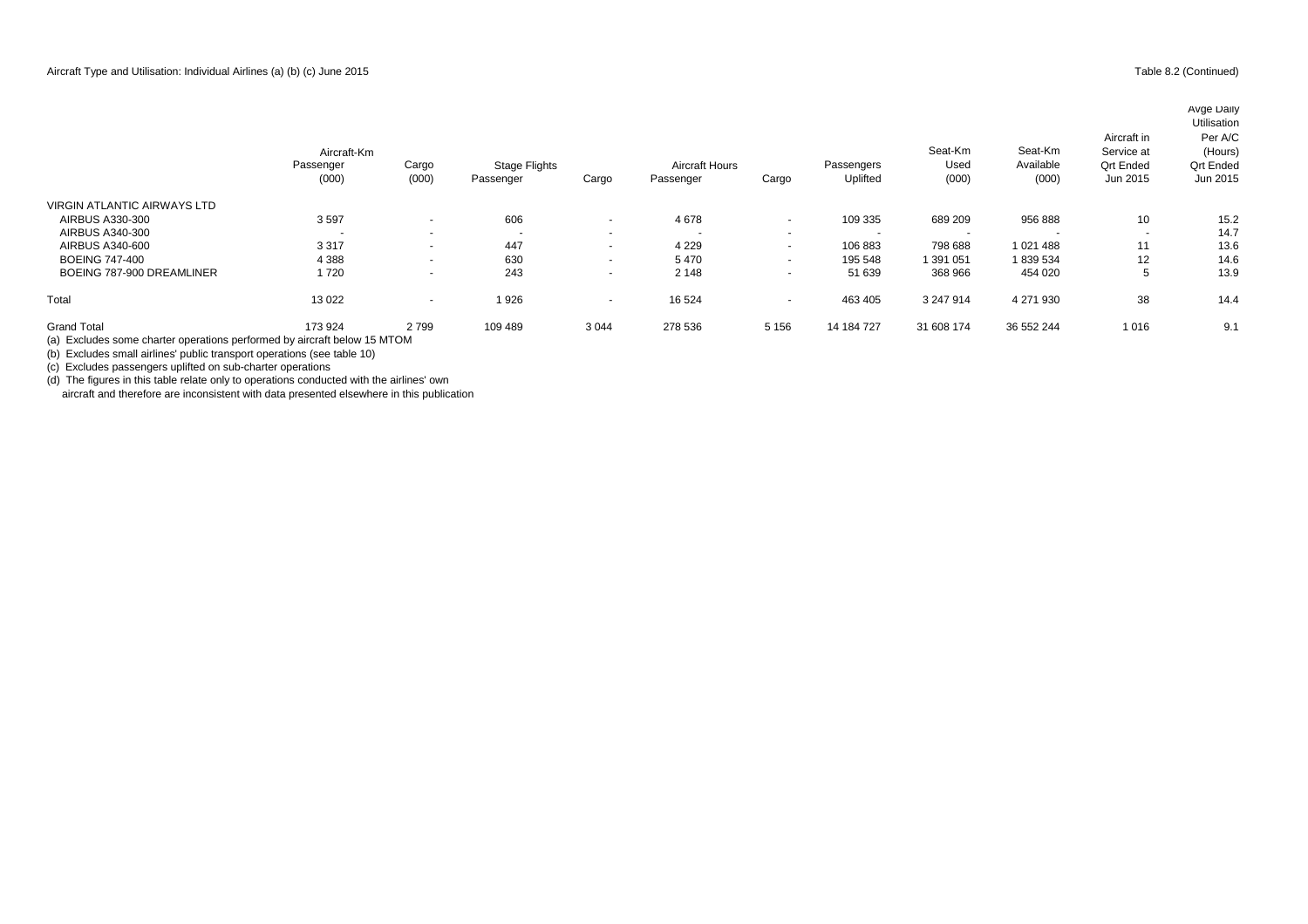Aircraft Type and Utilisation: Individual Airlines (a) (b) (c) June 2015

Table 8.2 (Continued)

| | Aircraft-Km | | Stage Flights | | Aircraft Hours | | Passengers | Seat-Km | Seat-Km | Aircraft in | Avge Daily Utilisation |
|---|---|---|---|---|---|---|---|---|---|---|---|
| | Passenger (000) | Cargo (000) | Passenger | Cargo | Passenger | Cargo | Uplifted | Used (000) | Available (000) | Service at Qrt Ended Jun 2015 | Per A/C (Hours) Qrt Ended Jun 2015 |
| VIRGIN ATLANTIC AIRWAYS LTD | | | | | | | | | | | |
| AIRBUS A330-300 | 3 597 | - | 606 | - | 4 678 | - | 109 335 | 689 209 | 956 888 | 10 | 15.2 |
| AIRBUS A340-300 | - | - | - | - | - | - | - | - | - | - | 14.7 |
| AIRBUS A340-600 | 3 317 | - | 447 | - | 4 229 | - | 106 883 | 798 688 | 1 021 488 | 11 | 13.6 |
| BOEING 747-400 | 4 388 | - | 630 | - | 5 470 | - | 195 548 | 1 391 051 | 1 839 534 | 12 | 14.6 |
| BOEING 787-900 DREAMLINER | 1 720 | - | 243 | - | 2 148 | - | 51 639 | 368 966 | 454 020 | 5 | 13.9 |
| Total | 13 022 | - | 1 926 | - | 16 524 | - | 463 405 | 3 247 914 | 4 271 930 | 38 | 14.4 |
| Grand Total | 173 924 | 2 799 | 109 489 | 3 044 | 278 536 | 5 156 | 14 184 727 | 31 608 174 | 36 552 244 | 1 016 | 9.1 |

(a) Excludes some charter operations performed by aircraft below 15 MTOM

(b) Excludes small airlines' public transport operations (see table 10)

(c) Excludes passengers uplifted on sub-charter operations

(d) The figures in this table relate only to operations conducted with the airlines' own aircraft and therefore are inconsistent with data presented elsewhere in this publication